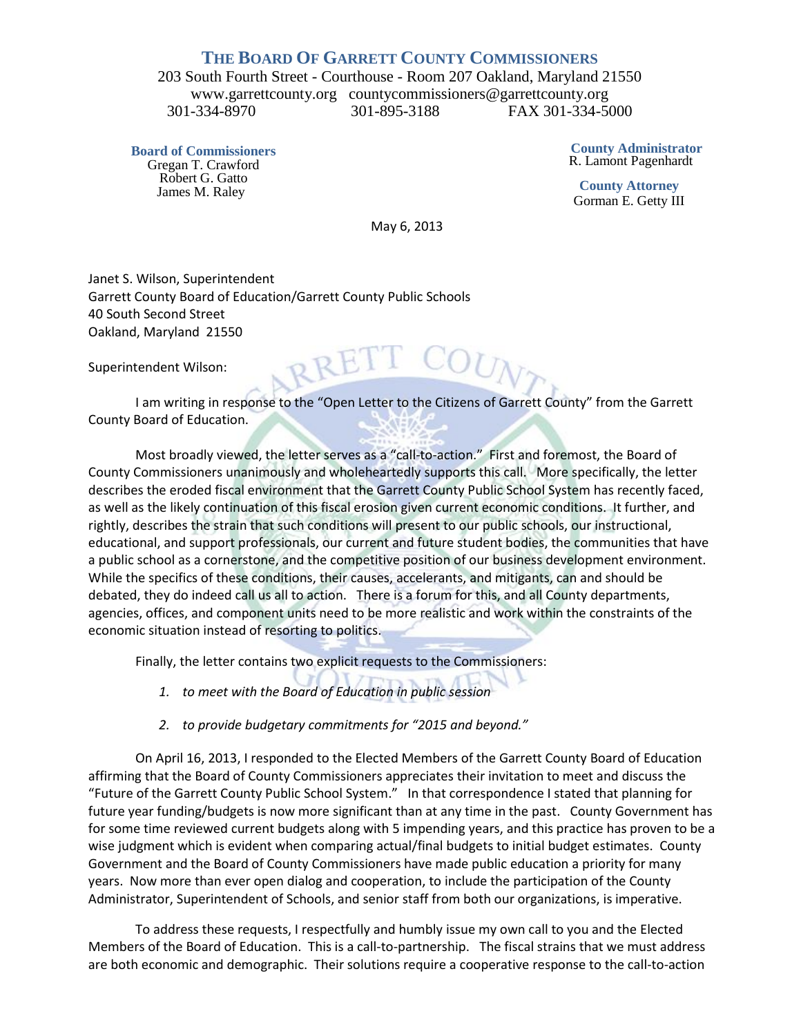# THE BOARD OF GARRETT COUNTY COMMISSIONERS

203 South Fourth Street - Courthouse - Room 207 Oakland, Maryland 21550
www.garrettcounty.org countycommissioners@garrettcounty.org
301-334-8970 301-895-3188 FAX 301-334-5000

**Board of Commissioners**
Gregan T. Crawford
Robert G. Gatto
James M. Raley

**County Administrator**
R. Lamont Pagenhardt

**County Attorney**
Gorman E. Getty III

May 6, 2013

Janet S. Wilson, Superintendent
Garrett County Board of Education/Garrett County Public Schools
40 South Second Street
Oakland, Maryland 21550

Superintendent Wilson:

I am writing in response to the "Open Letter to the Citizens of Garrett County" from the Garrett County Board of Education.

Most broadly viewed, the letter serves as a "call-to-action." First and foremost, the Board of County Commissioners unanimously and wholeheartedly supports this call. More specifically, the letter describes the eroded fiscal environment that the Garrett County Public School System has recently faced, as well as the likely continuation of this fiscal erosion given current economic conditions. It further, and rightly, describes the strain that such conditions will present to our public schools, our instructional, educational, and support professionals, our current and future student bodies, the communities that have a public school as a cornerstone, and the competitive position of our business development environment. While the specifics of these conditions, their causes, accelerants, and mitigants, can and should be debated, they do indeed call us all to action. There is a forum for this, and all County departments, agencies, offices, and component units need to be more realistic and work within the constraints of the economic situation instead of resorting to politics.

Finally, the letter contains two explicit requests to the Commissioners:

1. *to meet with the Board of Education in public session*
2. *to provide budgetary commitments for "2015 and beyond."*

On April 16, 2013, I responded to the Elected Members of the Garrett County Board of Education affirming that the Board of County Commissioners appreciates their invitation to meet and discuss the "Future of the Garrett County Public School System." In that correspondence I stated that planning for future year funding/budgets is now more significant than at any time in the past. County Government has for some time reviewed current budgets along with 5 impending years, and this practice has proven to be a wise judgment which is evident when comparing actual/final budgets to initial budget estimates. County Government and the Board of County Commissioners have made public education a priority for many years. Now more than ever open dialog and cooperation, to include the participation of the County Administrator, Superintendent of Schools, and senior staff from both our organizations, is imperative.

To address these requests, I respectfully and humbly issue my own call to you and the Elected Members of the Board of Education. This is a call-to-partnership. The fiscal strains that we must address are both economic and demographic. Their solutions require a cooperative response to the call-to-action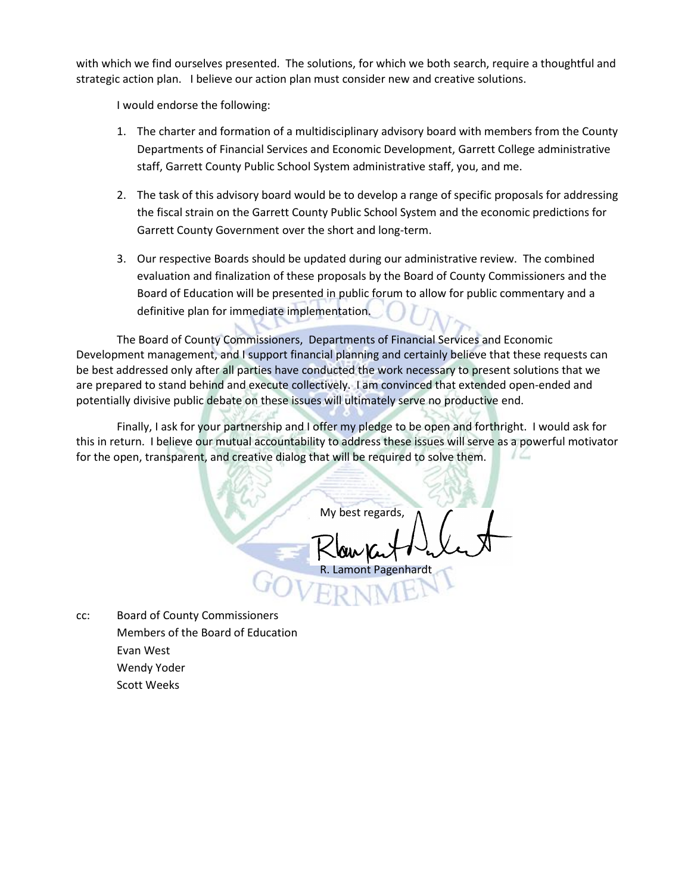with which we find ourselves presented. The solutions, for which we both search, require a thoughtful and strategic action plan. I believe our action plan must consider new and creative solutions.

I would endorse the following:

1. The charter and formation of a multidisciplinary advisory board with members from the County Departments of Financial Services and Economic Development, Garrett College administrative staff, Garrett County Public School System administrative staff, you, and me.

2. The task of this advisory board would be to develop a range of specific proposals for addressing the fiscal strain on the Garrett County Public School System and the economic predictions for Garrett County Government over the short and long-term.

3. Our respective Boards should be updated during our administrative review. The combined evaluation and finalization of these proposals by the Board of County Commissioners and the Board of Education will be presented in public forum to allow for public commentary and a definitive plan for immediate implementation.

The Board of County Commissioners, Departments of Financial Services and Economic Development management, and I support financial planning and certainly believe that these requests can be best addressed only after all parties have conducted the work necessary to present solutions that we are prepared to stand behind and execute collectively. I am convinced that extended open-ended and potentially divisive public debate on these issues will ultimately serve no productive end.

Finally, I ask for your partnership and I offer my pledge to be open and forthright. I would ask for this in return. I believe our mutual accountability to address these issues will serve as a powerful motivator for the open, transparent, and creative dialog that will be required to solve them.

My best regards,

R. Lamont Pagenhardt

cc: Board of County Commissioners
Members of the Board of Education
Evan West
Wendy Yoder
Scott Weeks